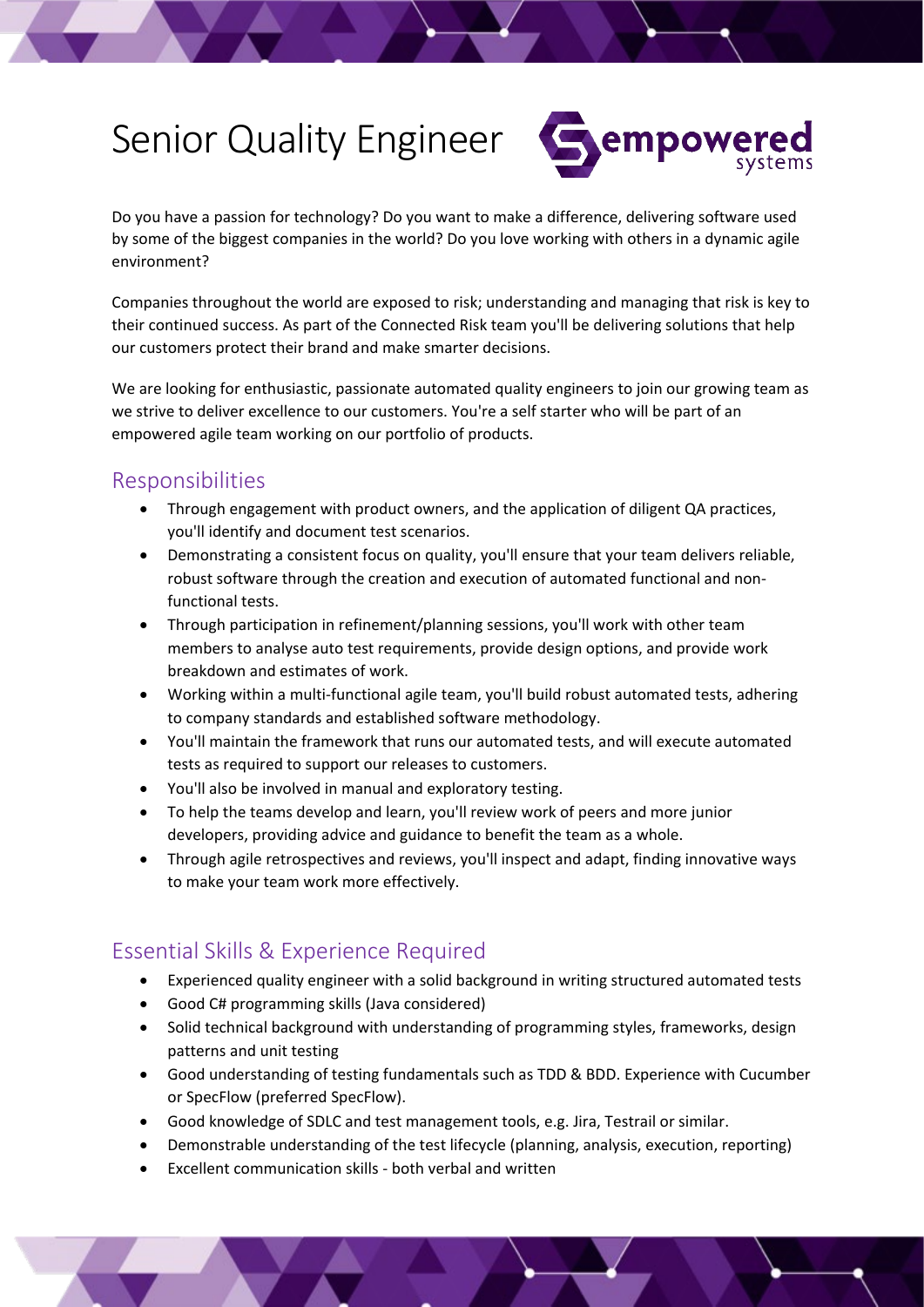# Senior Quality Engineer

Do you have a passion for technology? Do you want to make a difference, delivering software used by some of the biggest companies in the world? Do you love working with others in a dynamic agile environment?

Companies throughout the world are exposed to risk; understanding and managing that risk is key to their continued success. As part of the Connected Risk team you'll be delivering solutions that help our customers protect their brand and make smarter decisions.

We are looking for enthusiastic, passionate automated quality engineers to join our growing team as we strive to deliver excellence to our customers. You're a self starter who will be part of an empowered agile team working on our portfolio of products.

## Responsibilities

- Through engagement with product owners, and the application of diligent QA practices, you'll identify and document test scenarios.
- Demonstrating a consistent focus on quality, you'll ensure that your team delivers reliable, robust software through the creation and execution of automated functional and non-functional tests.
- Through participation in refinement/planning sessions, you'll work with other team members to analyse auto test requirements, provide design options, and provide work breakdown and estimates of work.
- Working within a multi-functional agile team, you'll build robust automated tests, adhering to company standards and established software methodology.
- You'll maintain the framework that runs our automated tests, and will execute automated tests as required to support our releases to customers.
- You'll also be involved in manual and exploratory testing.
- To help the teams develop and learn, you'll review work of peers and more junior developers, providing advice and guidance to benefit the team as a whole.
- Through agile retrospectives and reviews, you'll inspect and adapt, finding innovative ways to make your team work more effectively.

## Essential Skills & Experience Required

- Experienced quality engineer with a solid background in writing structured automated tests
- Good C# programming skills (Java considered)
- Solid technical background with understanding of programming styles, frameworks, design patterns and unit testing
- Good understanding of testing fundamentals such as TDD & BDD. Experience with Cucumber or SpecFlow (preferred SpecFlow).
- Good knowledge of SDLC and test management tools, e.g. Jira, Testrail or similar.
- Demonstrable understanding of the test lifecycle (planning, analysis, execution, reporting)
- Excellent communication skills - both verbal and written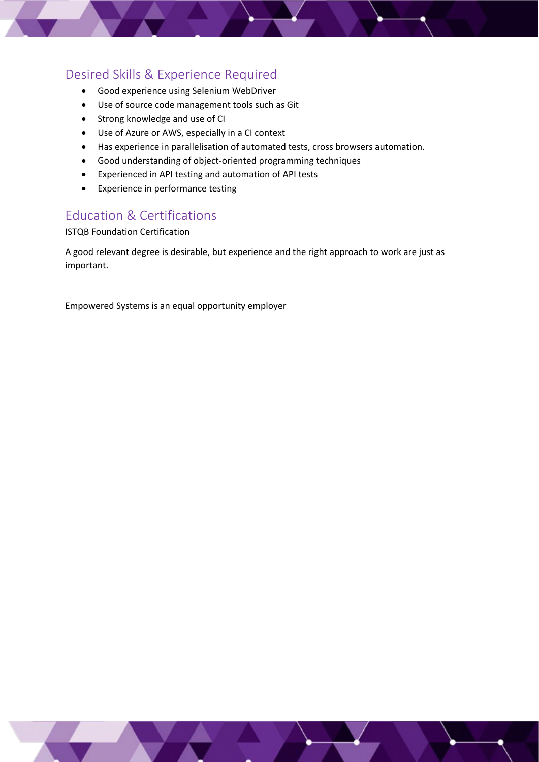## Desired Skills & Experience Required

- Good experience using Selenium WebDriver
- Use of source code management tools such as Git
- Strong knowledge and use of CI
- Use of Azure or AWS, especially in a CI context
- Has experience in parallelisation of automated tests, cross browsers automation.
- Good understanding of object-oriented programming techniques
- Experienced in API testing and automation of API tests
- Experience in performance testing

## Education & Certifications

ISTQB Foundation Certification

A good relevant degree is desirable, but experience and the right approach to work are just as important.

Empowered Systems is an equal opportunity employer